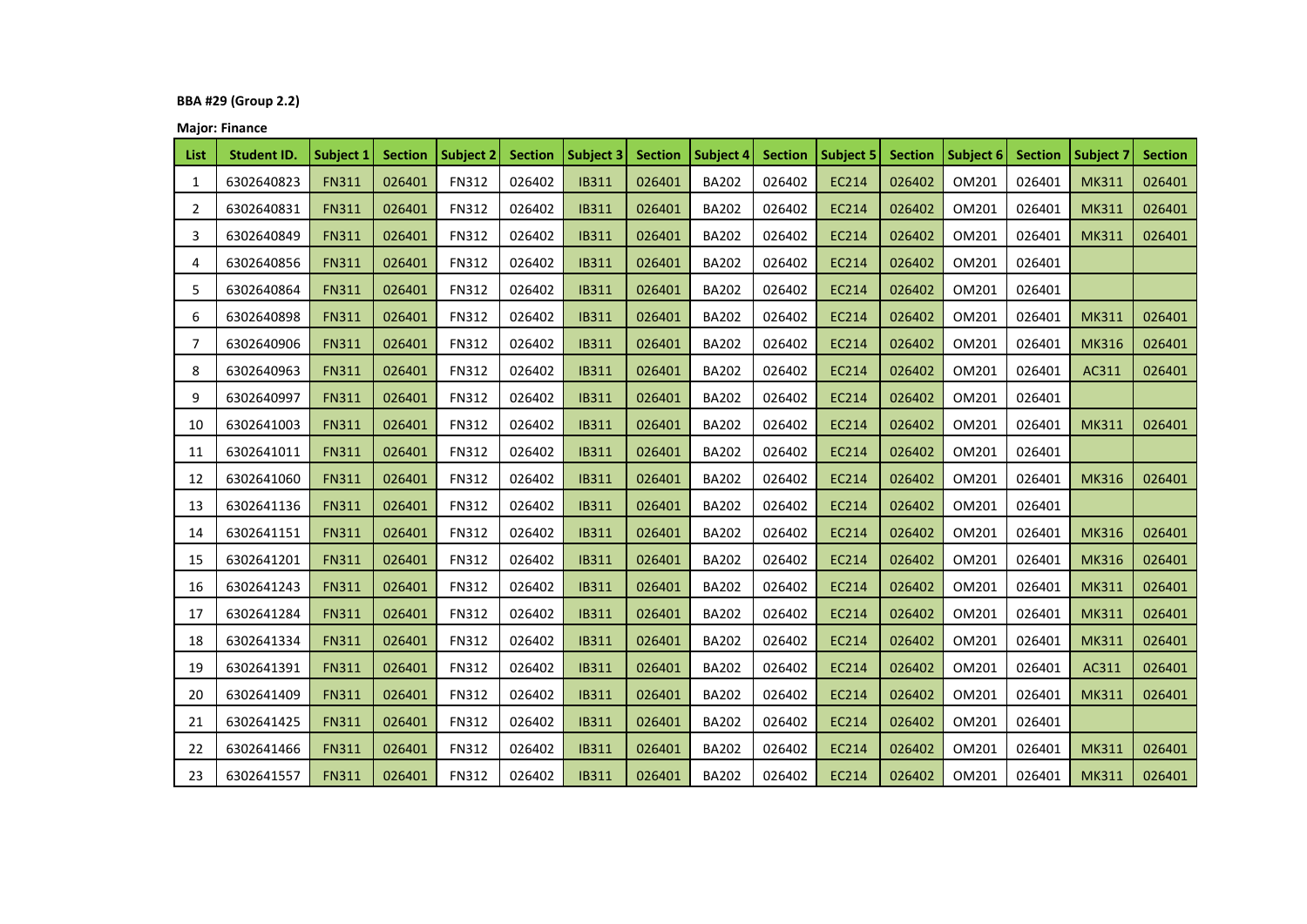**BBA #29 (Group 2.2)**

**Major: Finance**

| List | Student ID. | Subject 1 | Section | Subject 2 | Section | Subject 3 | Section | Subject 4 | Section | Subject 5 | Section | Subject 6 | Section | Subject 7 | Section |
|---|---|---|---|---|---|---|---|---|---|---|---|---|---|---|---|
| 1 | 6302640823 | FN311 | 026401 | FN312 | 026402 | IB311 | 026401 | BA202 | 026402 | EC214 | 026402 | OM201 | 026401 | MK311 | 026401 |
| 2 | 6302640831 | FN311 | 026401 | FN312 | 026402 | IB311 | 026401 | BA202 | 026402 | EC214 | 026402 | OM201 | 026401 | MK311 | 026401 |
| 3 | 6302640849 | FN311 | 026401 | FN312 | 026402 | IB311 | 026401 | BA202 | 026402 | EC214 | 026402 | OM201 | 026401 | MK311 | 026401 |
| 4 | 6302640856 | FN311 | 026401 | FN312 | 026402 | IB311 | 026401 | BA202 | 026402 | EC214 | 026402 | OM201 | 026401 | | |
| 5 | 6302640864 | FN311 | 026401 | FN312 | 026402 | IB311 | 026401 | BA202 | 026402 | EC214 | 026402 | OM201 | 026401 | | |
| 6 | 6302640898 | FN311 | 026401 | FN312 | 026402 | IB311 | 026401 | BA202 | 026402 | EC214 | 026402 | OM201 | 026401 | MK311 | 026401 |
| 7 | 6302640906 | FN311 | 026401 | FN312 | 026402 | IB311 | 026401 | BA202 | 026402 | EC214 | 026402 | OM201 | 026401 | MK316 | 026401 |
| 8 | 6302640963 | FN311 | 026401 | FN312 | 026402 | IB311 | 026401 | BA202 | 026402 | EC214 | 026402 | OM201 | 026401 | AC311 | 026401 |
| 9 | 6302640997 | FN311 | 026401 | FN312 | 026402 | IB311 | 026401 | BA202 | 026402 | EC214 | 026402 | OM201 | 026401 | | |
| 10 | 6302641003 | FN311 | 026401 | FN312 | 026402 | IB311 | 026401 | BA202 | 026402 | EC214 | 026402 | OM201 | 026401 | MK311 | 026401 |
| 11 | 6302641011 | FN311 | 026401 | FN312 | 026402 | IB311 | 026401 | BA202 | 026402 | EC214 | 026402 | OM201 | 026401 | | |
| 12 | 6302641060 | FN311 | 026401 | FN312 | 026402 | IB311 | 026401 | BA202 | 026402 | EC214 | 026402 | OM201 | 026401 | MK316 | 026401 |
| 13 | 6302641136 | FN311 | 026401 | FN312 | 026402 | IB311 | 026401 | BA202 | 026402 | EC214 | 026402 | OM201 | 026401 | | |
| 14 | 6302641151 | FN311 | 026401 | FN312 | 026402 | IB311 | 026401 | BA202 | 026402 | EC214 | 026402 | OM201 | 026401 | MK316 | 026401 |
| 15 | 6302641201 | FN311 | 026401 | FN312 | 026402 | IB311 | 026401 | BA202 | 026402 | EC214 | 026402 | OM201 | 026401 | MK316 | 026401 |
| 16 | 6302641243 | FN311 | 026401 | FN312 | 026402 | IB311 | 026401 | BA202 | 026402 | EC214 | 026402 | OM201 | 026401 | MK311 | 026401 |
| 17 | 6302641284 | FN311 | 026401 | FN312 | 026402 | IB311 | 026401 | BA202 | 026402 | EC214 | 026402 | OM201 | 026401 | MK311 | 026401 |
| 18 | 6302641334 | FN311 | 026401 | FN312 | 026402 | IB311 | 026401 | BA202 | 026402 | EC214 | 026402 | OM201 | 026401 | MK311 | 026401 |
| 19 | 6302641391 | FN311 | 026401 | FN312 | 026402 | IB311 | 026401 | BA202 | 026402 | EC214 | 026402 | OM201 | 026401 | AC311 | 026401 |
| 20 | 6302641409 | FN311 | 026401 | FN312 | 026402 | IB311 | 026401 | BA202 | 026402 | EC214 | 026402 | OM201 | 026401 | MK311 | 026401 |
| 21 | 6302641425 | FN311 | 026401 | FN312 | 026402 | IB311 | 026401 | BA202 | 026402 | EC214 | 026402 | OM201 | 026401 | | |
| 22 | 6302641466 | FN311 | 026401 | FN312 | 026402 | IB311 | 026401 | BA202 | 026402 | EC214 | 026402 | OM201 | 026401 | MK311 | 026401 |
| 23 | 6302641557 | FN311 | 026401 | FN312 | 026402 | IB311 | 026401 | BA202 | 026402 | EC214 | 026402 | OM201 | 026401 | MK311 | 026401 |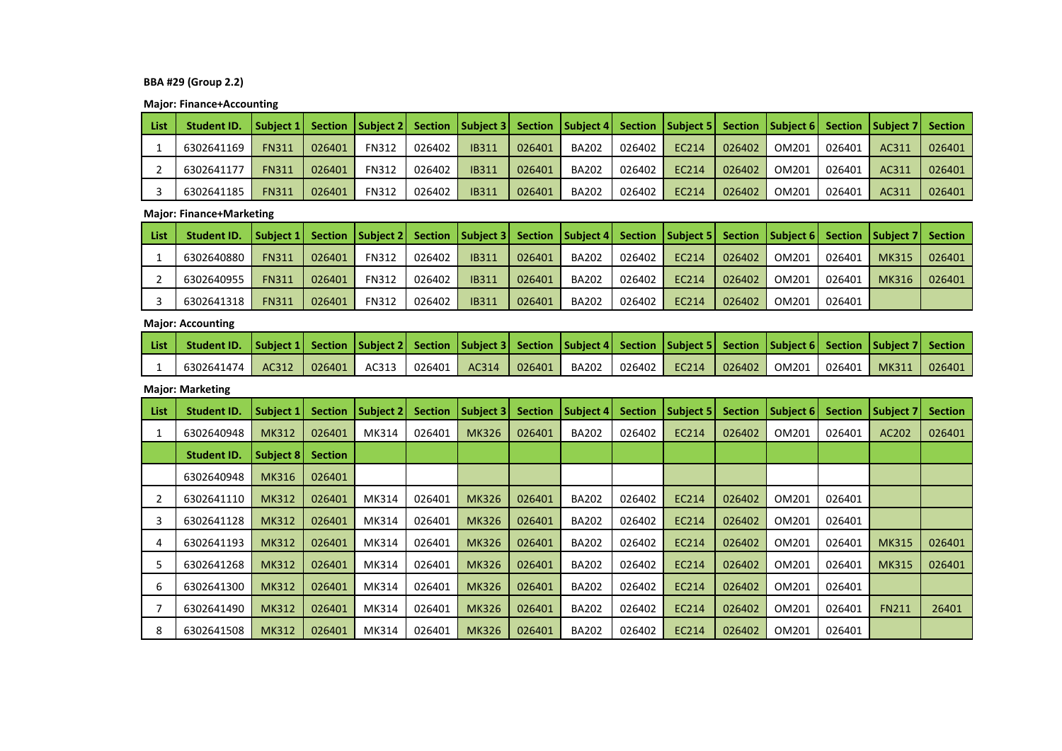**BBA #29 (Group 2.2)**

**Major: Finance+Accounting**

| List | Student ID. | Subject 1 | Section | Subject 2 | Section | Subject 3 | Section | Subject 4 | Section | Subject 5 | Section | Subject 6 | Section | Subject 7 | Section |
|---|---|---|---|---|---|---|---|---|---|---|---|---|---|---|---|
| 1 | 6302641169 | FN311 | 026401 | FN312 | 026402 | IB311 | 026401 | BA202 | 026402 | EC214 | 026402 | OM201 | 026401 | AC311 | 026401 |
| 2 | 6302641177 | FN311 | 026401 | FN312 | 026402 | IB311 | 026401 | BA202 | 026402 | EC214 | 026402 | OM201 | 026401 | AC311 | 026401 |
| 3 | 6302641185 | FN311 | 026401 | FN312 | 026402 | IB311 | 026401 | BA202 | 026402 | EC214 | 026402 | OM201 | 026401 | AC311 | 026401 |

**Major: Finance+Marketing**

| List | Student ID. | Subject 1 | Section | Subject 2 | Section | Subject 3 | Section | Subject 4 | Section | Subject 5 | Section | Subject 6 | Section | Subject 7 | Section |
|---|---|---|---|---|---|---|---|---|---|---|---|---|---|---|---|
| 1 | 6302640880 | FN311 | 026401 | FN312 | 026402 | IB311 | 026401 | BA202 | 026402 | EC214 | 026402 | OM201 | 026401 | MK315 | 026401 |
| 2 | 6302640955 | FN311 | 026401 | FN312 | 026402 | IB311 | 026401 | BA202 | 026402 | EC214 | 026402 | OM201 | 026401 | MK316 | 026401 |
| 3 | 6302641318 | FN311 | 026401 | FN312 | 026402 | IB311 | 026401 | BA202 | 026402 | EC214 | 026402 | OM201 | 026401 | | |

**Major: Accounting**

| List | Student ID. | Subject 1 | Section | Subject 2 | Section | Subject 3 | Section | Subject 4 | Section | Subject 5 | Section | Subject 6 | Section | Subject 7 | Section |
|---|---|---|---|---|---|---|---|---|---|---|---|---|---|---|---|
| 1 | 6302641474 | AC312 | 026401 | AC313 | 026401 | AC314 | 026401 | BA202 | 026402 | EC214 | 026402 | OM201 | 026401 | MK311 | 026401 |

**Major: Marketing**

| List | Student ID. | Subject 1 | Section | Subject 2 | Section | Subject 3 | Section | Subject 4 | Section | Subject 5 | Section | Subject 6 | Section | Subject 7 | Section |
|---|---|---|---|---|---|---|---|---|---|---|---|---|---|---|---|
| 1 | 6302640948 | MK312 | 026401 | MK314 | 026401 | MK326 | 026401 | BA202 | 026402 | EC214 | 026402 | OM201 | 026401 | AC202 | 026401 |
| | Student ID. | Subject 8 | Section | | | | | | | | | | | | |
| | 6302640948 | MK316 | 026401 | | | | | | | | | | | | |
| 2 | 6302641110 | MK312 | 026401 | MK314 | 026401 | MK326 | 026401 | BA202 | 026402 | EC214 | 026402 | OM201 | 026401 | | |
| 3 | 6302641128 | MK312 | 026401 | MK314 | 026401 | MK326 | 026401 | BA202 | 026402 | EC214 | 026402 | OM201 | 026401 | | |
| 4 | 6302641193 | MK312 | 026401 | MK314 | 026401 | MK326 | 026401 | BA202 | 026402 | EC214 | 026402 | OM201 | 026401 | MK315 | 026401 |
| 5 | 6302641268 | MK312 | 026401 | MK314 | 026401 | MK326 | 026401 | BA202 | 026402 | EC214 | 026402 | OM201 | 026401 | MK315 | 026401 |
| 6 | 6302641300 | MK312 | 026401 | MK314 | 026401 | MK326 | 026401 | BA202 | 026402 | EC214 | 026402 | OM201 | 026401 | | |
| 7 | 6302641490 | MK312 | 026401 | MK314 | 026401 | MK326 | 026401 | BA202 | 026402 | EC214 | 026402 | OM201 | 026401 | FN211 | 26401 |
| 8 | 6302641508 | MK312 | 026401 | MK314 | 026401 | MK326 | 026401 | BA202 | 026402 | EC214 | 026402 | OM201 | 026401 | | |